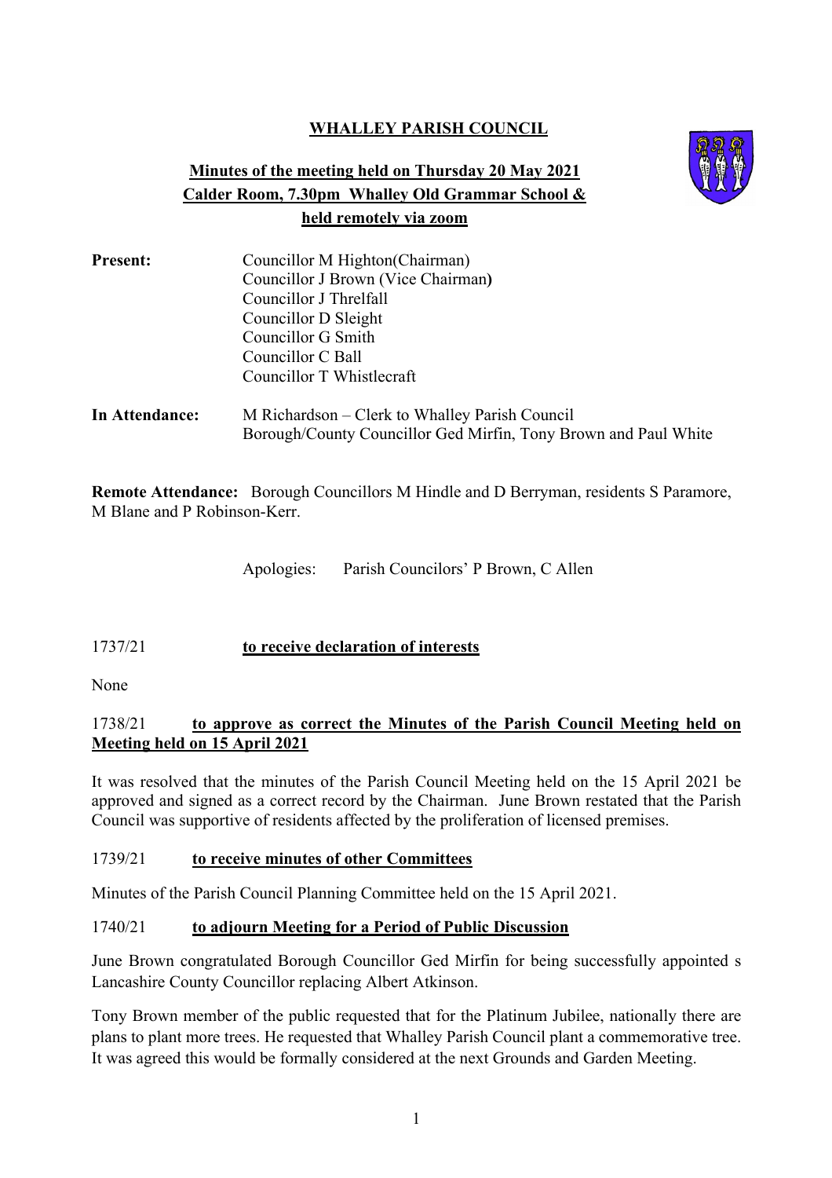**WHALLEY PARISH COUNCIL**

**Minutes of the meeting held on Thursday 20 May 2021**
**Calder Room, 7.30pm Whalley Old Grammar School &**
**held remotely via zoom**

**Present:** Councillor M Highton(Chairman)
Councillor J Brown (Vice Chairman**)**
Councillor J Threlfall
Councillor D Sleight
Councillor G Smith
Councillor C Ball
Councillor T Whistlecraft

**In Attendance:** M Richardson – Clerk to Whalley Parish Council
Borough/County Councillor Ged Mirfin, Tony Brown and Paul White

**Remote Attendance:** Borough Councillors M Hindle and D Berryman, residents S Paramore, M Blane and P Robinson-Kerr.

Apologies: Parish Councilors' P Brown, C Allen

1737/21 **to receive declaration of interests**

None

1738/21 **to approve as correct the Minutes of the Parish Council Meeting held on Meeting held on 15 April 2021**

It was resolved that the minutes of the Parish Council Meeting held on the 15 April 2021 be approved and signed as a correct record by the Chairman. June Brown restated that the Parish Council was supportive of residents affected by the proliferation of licensed premises.

1739/21 **to receive minutes of other Committees**

Minutes of the Parish Council Planning Committee held on the 15 April 2021.

1740/21 **to adjourn Meeting for a Period of Public Discussion**

June Brown congratulated Borough Councillor Ged Mirfin for being successfully appointed s Lancashire County Councillor replacing Albert Atkinson.

Tony Brown member of the public requested that for the Platinum Jubilee, nationally there are plans to plant more trees. He requested that Whalley Parish Council plant a commemorative tree. It was agreed this would be formally considered at the next Grounds and Garden Meeting.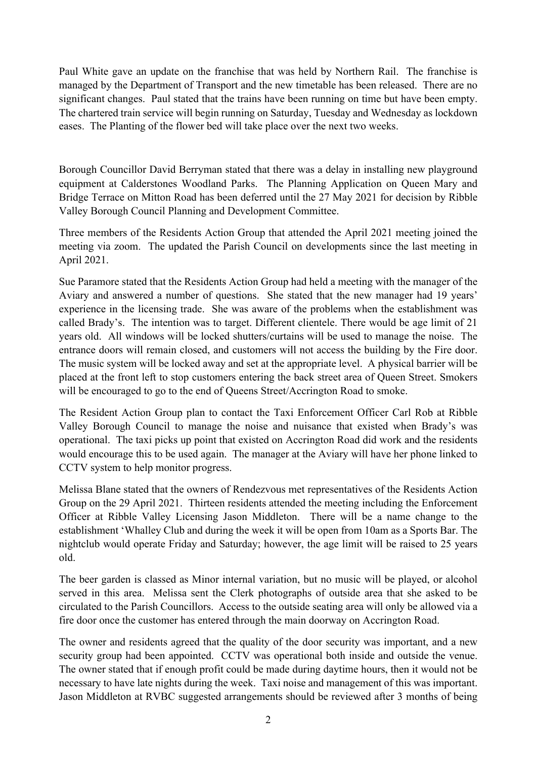Paul White gave an update on the franchise that was held by Northern Rail. The franchise is managed by the Department of Transport and the new timetable has been released. There are no significant changes. Paul stated that the trains have been running on time but have been empty. The chartered train service will begin running on Saturday, Tuesday and Wednesday as lockdown eases. The Planting of the flower bed will take place over the next two weeks.

Borough Councillor David Berryman stated that there was a delay in installing new playground equipment at Calderstones Woodland Parks. The Planning Application on Queen Mary and Bridge Terrace on Mitton Road has been deferred until the 27 May 2021 for decision by Ribble Valley Borough Council Planning and Development Committee.

Three members of the Residents Action Group that attended the April 2021 meeting joined the meeting via zoom. The updated the Parish Council on developments since the last meeting in April 2021.

Sue Paramore stated that the Residents Action Group had held a meeting with the manager of the Aviary and answered a number of questions. She stated that the new manager had 19 years' experience in the licensing trade. She was aware of the problems when the establishment was called Brady's. The intention was to target. Different clientele. There would be age limit of 21 years old. All windows will be locked shutters/curtains will be used to manage the noise. The entrance doors will remain closed, and customers will not access the building by the Fire door. The music system will be locked away and set at the appropriate level. A physical barrier will be placed at the front left to stop customers entering the back street area of Queen Street. Smokers will be encouraged to go to the end of Queens Street/Accrington Road to smoke.

The Resident Action Group plan to contact the Taxi Enforcement Officer Carl Rob at Ribble Valley Borough Council to manage the noise and nuisance that existed when Brady's was operational. The taxi picks up point that existed on Accrington Road did work and the residents would encourage this to be used again. The manager at the Aviary will have her phone linked to CCTV system to help monitor progress.

Melissa Blane stated that the owners of Rendezvous met representatives of the Residents Action Group on the 29 April 2021. Thirteen residents attended the meeting including the Enforcement Officer at Ribble Valley Licensing Jason Middleton. There will be a name change to the establishment 'Whalley Club and during the week it will be open from 10am as a Sports Bar. The nightclub would operate Friday and Saturday; however, the age limit will be raised to 25 years old.

The beer garden is classed as Minor internal variation, but no music will be played, or alcohol served in this area. Melissa sent the Clerk photographs of outside area that she asked to be circulated to the Parish Councillors. Access to the outside seating area will only be allowed via a fire door once the customer has entered through the main doorway on Accrington Road.

The owner and residents agreed that the quality of the door security was important, and a new security group had been appointed. CCTV was operational both inside and outside the venue. The owner stated that if enough profit could be made during daytime hours, then it would not be necessary to have late nights during the week. Taxi noise and management of this was important. Jason Middleton at RVBC suggested arrangements should be reviewed after 3 months of being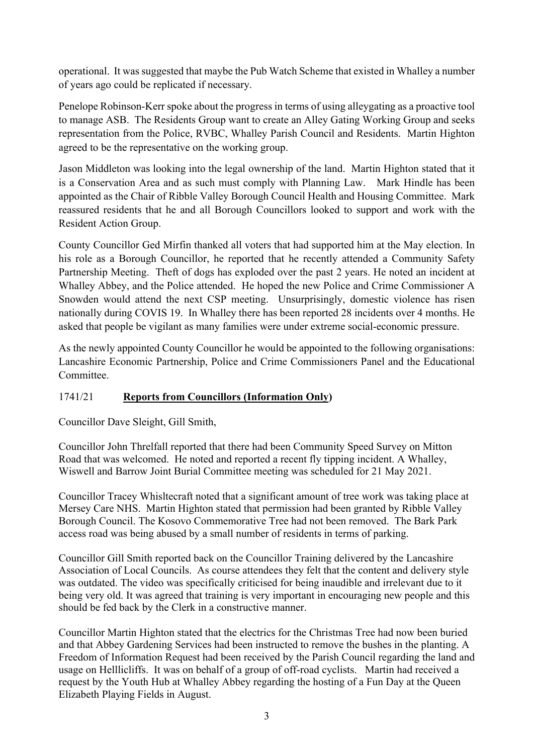operational. It was suggested that maybe the Pub Watch Scheme that existed in Whalley a number of years ago could be replicated if necessary.

Penelope Robinson-Kerr spoke about the progress in terms of using alleygating as a proactive tool to manage ASB. The Residents Group want to create an Alley Gating Working Group and seeks representation from the Police, RVBC, Whalley Parish Council and Residents. Martin Highton agreed to be the representative on the working group.

Jason Middleton was looking into the legal ownership of the land. Martin Highton stated that it is a Conservation Area and as such must comply with Planning Law. Mark Hindle has been appointed as the Chair of Ribble Valley Borough Council Health and Housing Committee. Mark reassured residents that he and all Borough Councillors looked to support and work with the Resident Action Group.

County Councillor Ged Mirfin thanked all voters that had supported him at the May election. In his role as a Borough Councillor, he reported that he recently attended a Community Safety Partnership Meeting. Theft of dogs has exploded over the past 2 years. He noted an incident at Whalley Abbey, and the Police attended. He hoped the new Police and Crime Commissioner A Snowden would attend the next CSP meeting. Unsurprisingly, domestic violence has risen nationally during COVIS 19. In Whalley there has been reported 28 incidents over 4 months. He asked that people be vigilant as many families were under extreme social-economic pressure.

As the newly appointed County Councillor he would be appointed to the following organisations: Lancashire Economic Partnership, Police and Crime Commissioners Panel and the Educational Committee.

1741/21 **Reports from Councillors (Information Only)**

Councillor Dave Sleight, Gill Smith,

Councillor John Threlfall reported that there had been Community Speed Survey on Mitton Road that was welcomed. He noted and reported a recent fly tipping incident. A Whalley, Wiswell and Barrow Joint Burial Committee meeting was scheduled for 21 May 2021.

Councillor Tracey Whisltecraft noted that a significant amount of tree work was taking place at Mersey Care NHS. Martin Highton stated that permission had been granted by Ribble Valley Borough Council. The Kosovo Commemorative Tree had not been removed. The Bark Park access road was being abused by a small number of residents in terms of parking.

Councillor Gill Smith reported back on the Councillor Training delivered by the Lancashire Association of Local Councils. As course attendees they felt that the content and delivery style was outdated. The video was specifically criticised for being inaudible and irrelevant due to it being very old. It was agreed that training is very important in encouraging new people and this should be fed back by the Clerk in a constructive manner.

Councillor Martin Highton stated that the electrics for the Christmas Tree had now been buried and that Abbey Gardening Services had been instructed to remove the bushes in the planting. A Freedom of Information Request had been received by the Parish Council regarding the land and usage on Helllicliffs. It was on behalf of a group of off-road cyclists. Martin had received a request by the Youth Hub at Whalley Abbey regarding the hosting of a Fun Day at the Queen Elizabeth Playing Fields in August.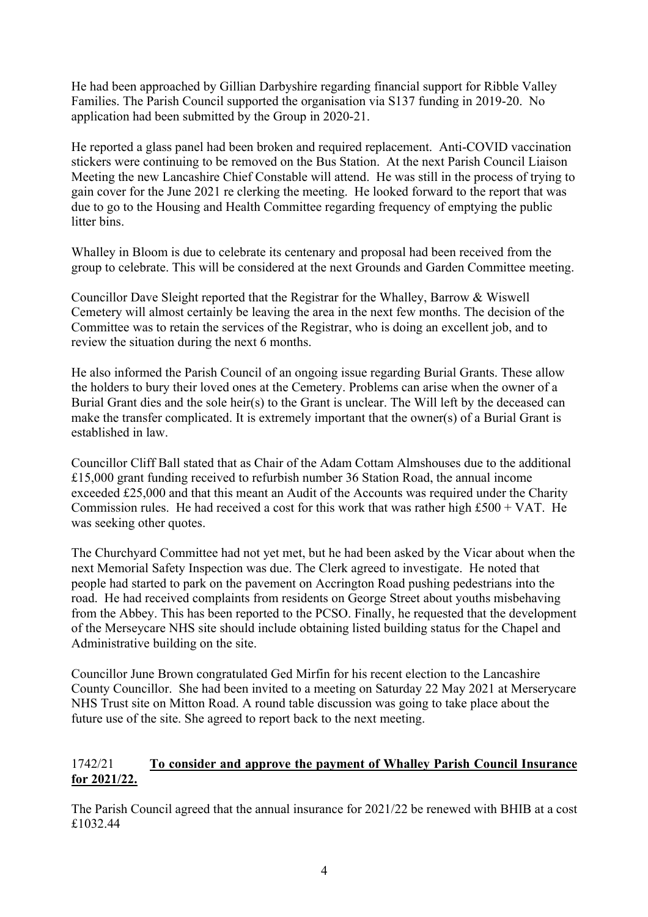He had been approached by Gillian Darbyshire regarding financial support for Ribble Valley Families. The Parish Council supported the organisation via S137 funding in 2019-20. No application had been submitted by the Group in 2020-21.

He reported a glass panel had been broken and required replacement. Anti-COVID vaccination stickers were continuing to be removed on the Bus Station. At the next Parish Council Liaison Meeting the new Lancashire Chief Constable will attend. He was still in the process of trying to gain cover for the June 2021 re clerking the meeting. He looked forward to the report that was due to go to the Housing and Health Committee regarding frequency of emptying the public litter bins.

Whalley in Bloom is due to celebrate its centenary and proposal had been received from the group to celebrate. This will be considered at the next Grounds and Garden Committee meeting.

Councillor Dave Sleight reported that the Registrar for the Whalley, Barrow & Wiswell Cemetery will almost certainly be leaving the area in the next few months. The decision of the Committee was to retain the services of the Registrar, who is doing an excellent job, and to review the situation during the next 6 months.

He also informed the Parish Council of an ongoing issue regarding Burial Grants. These allow the holders to bury their loved ones at the Cemetery. Problems can arise when the owner of a Burial Grant dies and the sole heir(s) to the Grant is unclear. The Will left by the deceased can make the transfer complicated. It is extremely important that the owner(s) of a Burial Grant is established in law.

Councillor Cliff Ball stated that as Chair of the Adam Cottam Almshouses due to the additional £15,000 grant funding received to refurbish number 36 Station Road, the annual income exceeded £25,000 and that this meant an Audit of the Accounts was required under the Charity Commission rules. He had received a cost for this work that was rather high £500 + VAT. He was seeking other quotes.

The Churchyard Committee had not yet met, but he had been asked by the Vicar about when the next Memorial Safety Inspection was due. The Clerk agreed to investigate. He noted that people had started to park on the pavement on Accrington Road pushing pedestrians into the road. He had received complaints from residents on George Street about youths misbehaving from the Abbey. This has been reported to the PCSO. Finally, he requested that the development of the Merseycare NHS site should include obtaining listed building status for the Chapel and Administrative building on the site.

Councillor June Brown congratulated Ged Mirfin for his recent election to the Lancashire County Councillor. She had been invited to a meeting on Saturday 22 May 2021 at Merserycare NHS Trust site on Mitton Road. A round table discussion was going to take place about the future use of the site. She agreed to report back to the next meeting.

## 1742/21 **To consider and approve the payment of Whalley Parish Council Insurance for 2021/22.**

The Parish Council agreed that the annual insurance for 2021/22 be renewed with BHIB at a cost £1032.44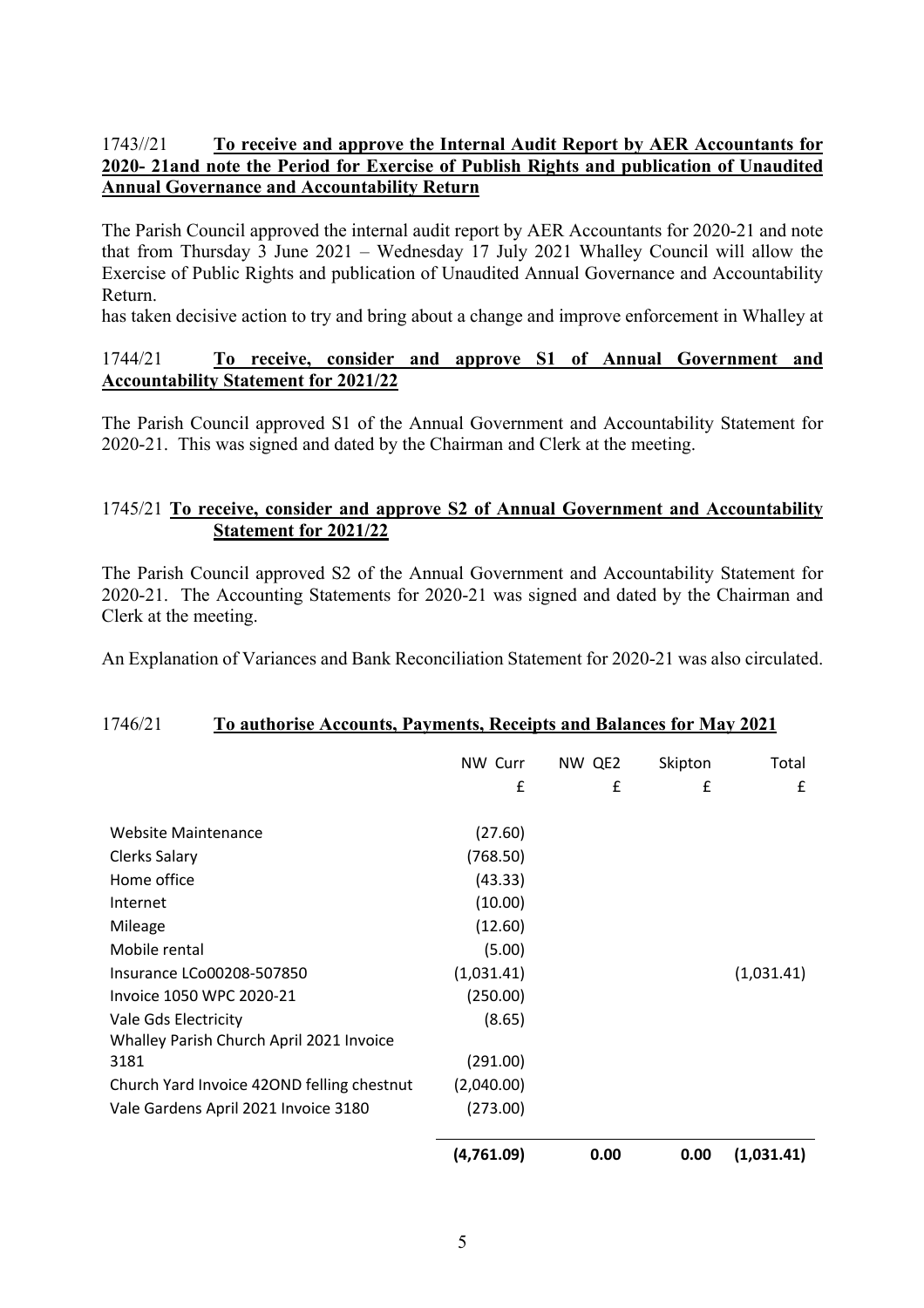1743//21 **To receive and approve the Internal Audit Report by AER Accountants for 2020- 21and note the Period for Exercise of Publish Rights and publication of Unaudited Annual Governance and Accountability Return**

The Parish Council approved the internal audit report by AER Accountants for 2020-21 and note that from Thursday 3 June 2021 – Wednesday 17 July 2021 Whalley Council will allow the Exercise of Public Rights and publication of Unaudited Annual Governance and Accountability Return.

has taken decisive action to try and bring about a change and improve enforcement in Whalley at

1744/21 **To receive, consider and approve S1 of Annual Government and Accountability Statement for 2021/22**

The Parish Council approved S1 of the Annual Government and Accountability Statement for 2020-21. This was signed and dated by the Chairman and Clerk at the meeting.

1745/21 **To receive, consider and approve S2 of Annual Government and Accountability Statement for 2021/22**

The Parish Council approved S2 of the Annual Government and Accountability Statement for 2020-21. The Accounting Statements for 2020-21 was signed and dated by the Chairman and Clerk at the meeting.

An Explanation of Variances and Bank Reconciliation Statement for 2020-21 was also circulated.

1746/21 **To authorise Accounts, Payments, Receipts and Balances for May 2021**

| | NW Curr | NW QE2 | Skipton | Total |
|---|---|---|---|---|
| | £ | £ | £ | £ |
| Website Maintenance | (27.60) | | | |
| Clerks Salary | (768.50) | | | |
| Home office | (43.33) | | | |
| Internet | (10.00) | | | |
| Mileage | (12.60) | | | |
| Mobile rental | (5.00) | | | |
| Insurance LCo00208-507850 | (1,031.41) | | | (1,031.41) |
| Invoice 1050 WPC 2020-21 | (250.00) | | | |
| Vale Gds Electricity | (8.65) | | | |
| Whalley Parish Church April 2021 Invoice 3181 | (291.00) | | | |
| Church Yard Invoice 42OND felling chestnut | (2,040.00) | | | |
| Vale Gardens April 2021 Invoice 3180 | (273.00) | | | |
| | **(4,761.09)** | **0.00** | **0.00** | **(1,031.41)** |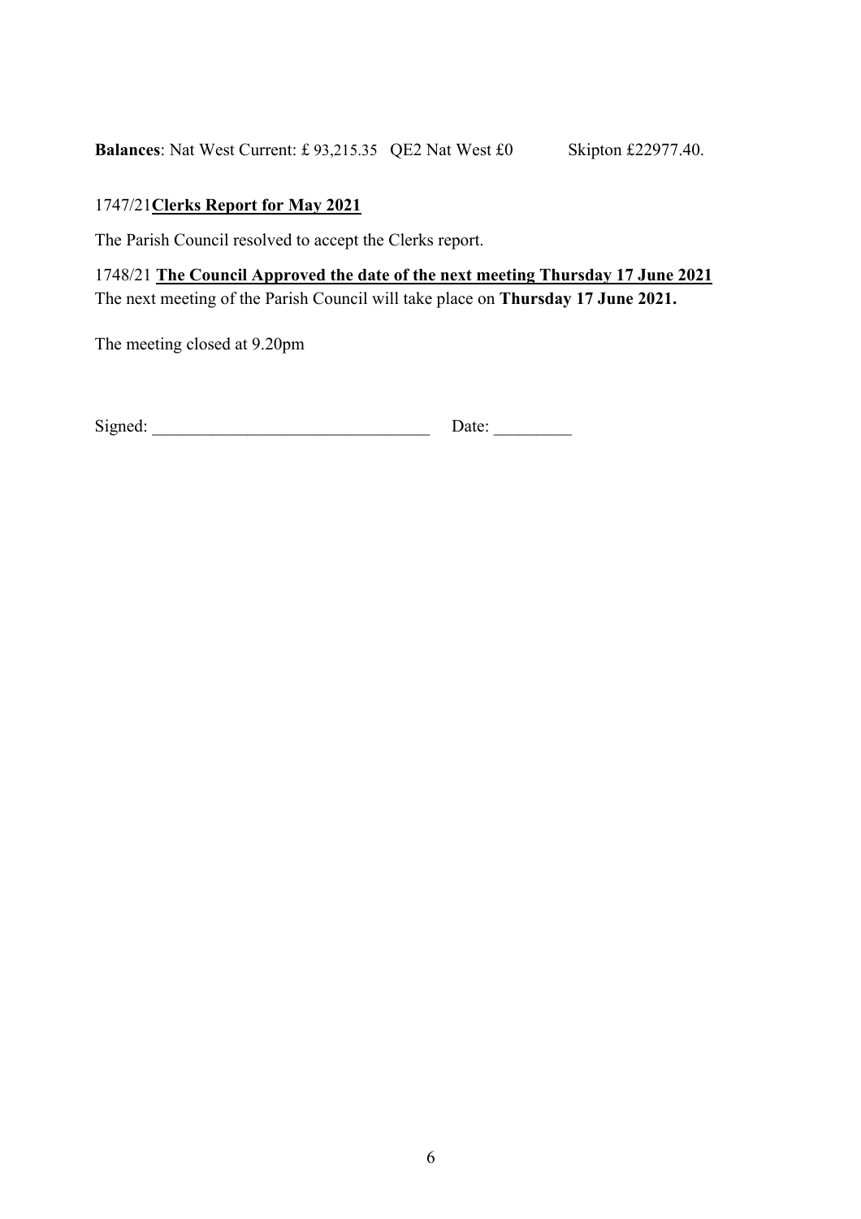**Balances**: Nat West Current: £ 93,215.35 QE2 Nat West £0 Skipton £22977.40.

1747/21 **Clerks Report for May 2021**

The Parish Council resolved to accept the Clerks report.

1748/21 **The Council Approved the date of the next meeting Thursday 17 June 2021**
The next meeting of the Parish Council will take place on **Thursday 17 June 2021.**

The meeting closed at 9.20pm

Signed: _______________________________ Date: _________